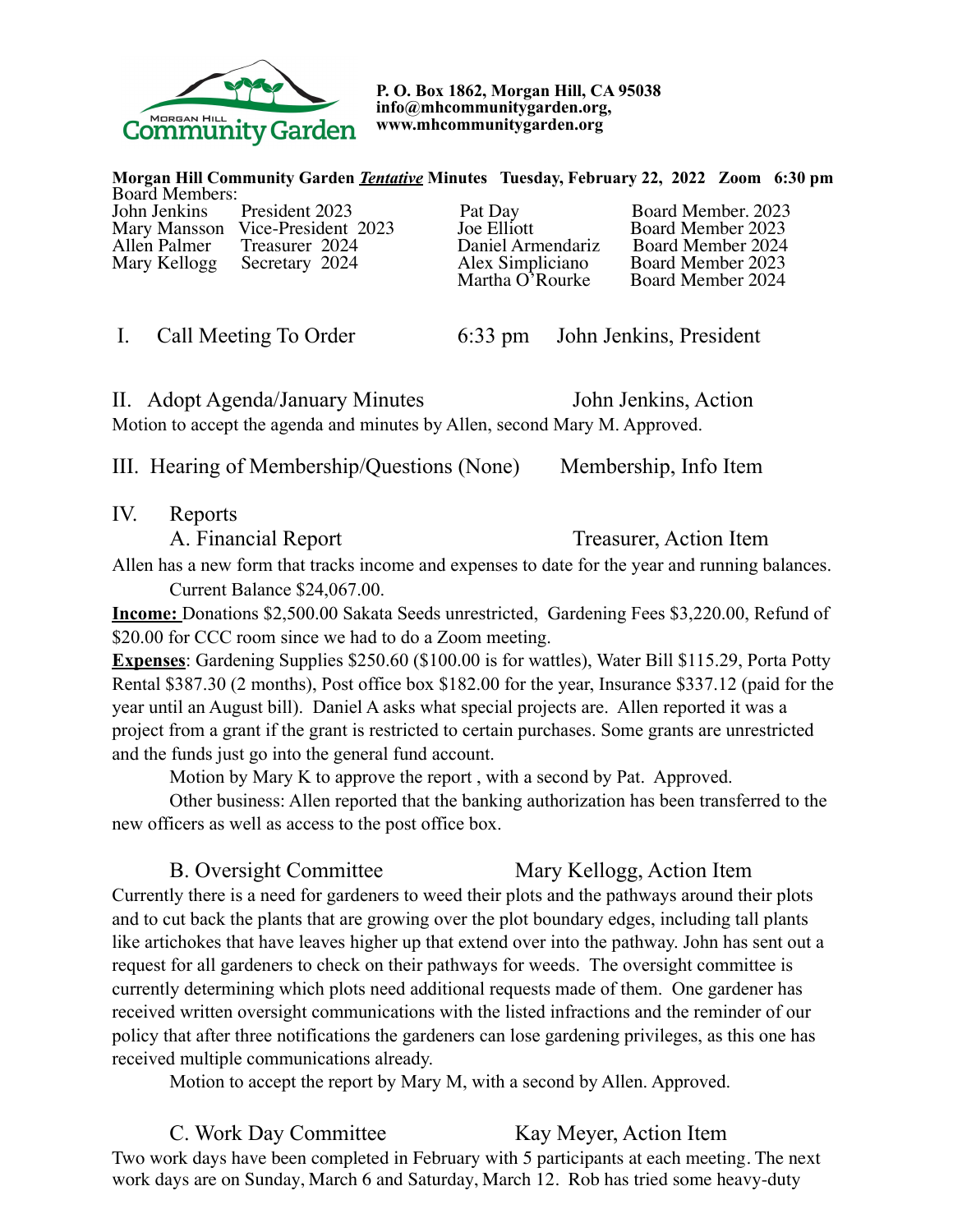Morgan Hill Community Garden

**P. O. Box 1862, Morgan Hill, CA 95038**
**info@mhcommunitygarden.org,**
**www.mhcommunitygarden.org**

**Morgan Hill Community Garden *Tentative* Minutes Tuesday, February 22, 2022 Zoom 6:30 pm**

Board Members:

| | | | |
|---|---|---|---|
| John Jenkins | President 2023 | Pat Day | Board Member. 2023 |
| Mary Mansson | Vice-President 2023 | Joe Elliott | Board Member 2023 |
| Allen Palmer | Treasurer 2024 | Daniel Armendariz | Board Member 2024 |
| Mary Kellogg | Secretary 2024 | Alex Simpliciano | Board Member 2023 |
| | | Martha O'Rourke | Board Member 2024 |

I. Call Meeting To Order 6:33 pm John Jenkins, President

II. Adopt Agenda/January Minutes John Jenkins, Action

Motion to accept the agenda and minutes by Allen, second Mary M. Approved.

III. Hearing of Membership/Questions (None) Membership, Info Item

IV. Reports

A. Financial Report Treasurer, Action Item

Allen has a new form that tracks income and expenses to date for the year and running balances.

Current Balance $24,067.00.

**Income:** Donations $2,500.00 Sakata Seeds unrestricted, Gardening Fees $3,220.00, Refund of $20.00 for CCC room since we had to do a Zoom meeting.

**Expenses**: Gardening Supplies $250.60 ($100.00 is for wattles), Water Bill $115.29, Porta Potty Rental $387.30 (2 months), Post office box $182.00 for the year, Insurance $337.12 (paid for the year until an August bill). Daniel A asks what special projects are. Allen reported it was a project from a grant if the grant is restricted to certain purchases. Some grants are unrestricted and the funds just go into the general fund account.

Motion by Mary K to approve the report , with a second by Pat. Approved.

Other business: Allen reported that the banking authorization has been transferred to the new officers as well as access to the post office box.

B. Oversight Committee Mary Kellogg, Action Item

Currently there is a need for gardeners to weed their plots and the pathways around their plots and to cut back the plants that are growing over the plot boundary edges, including tall plants like artichokes that have leaves higher up that extend over into the pathway. John has sent out a request for all gardeners to check on their pathways for weeds. The oversight committee is currently determining which plots need additional requests made of them. One gardener has received written oversight communications with the listed infractions and the reminder of our policy that after three notifications the gardeners can lose gardening privileges, as this one has received multiple communications already.

Motion to accept the report by Mary M, with a second by Allen. Approved.

C. Work Day Committee Kay Meyer, Action Item

Two work days have been completed in February with 5 participants at each meeting. The next work days are on Sunday, March 6 and Saturday, March 12. Rob has tried some heavy-duty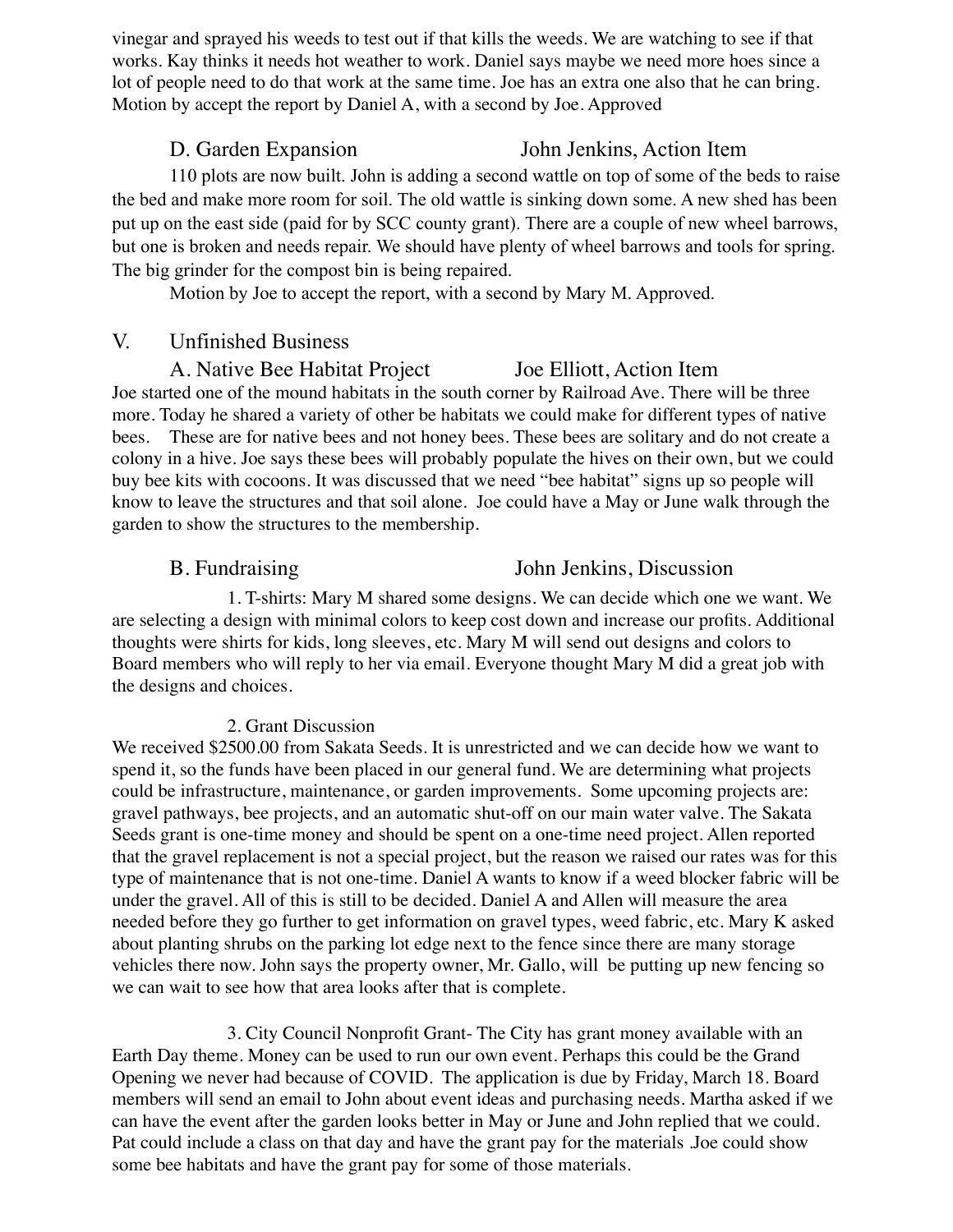vinegar and sprayed his weeds to test out if that kills the weeds. We are watching to see if that works. Kay thinks it needs hot weather to work. Daniel says maybe we need more hoes since a lot of people need to do that work at the same time. Joe has an extra one also that he can bring. Motion by accept the report by Daniel A, with a second by Joe. Approved

D. Garden Expansion — John Jenkins, Action Item

110 plots are now built. John is adding a second wattle on top of some of the beds to raise the bed and make more room for soil. The old wattle is sinking down some. A new shed has been put up on the east side (paid for by SCC county grant). There are a couple of new wheel barrows, but one is broken and needs repair. We should have plenty of wheel barrows and tools for spring. The big grinder for the compost bin is being repaired.

Motion by Joe to accept the report, with a second by Mary M. Approved.

## V. Unfinished Business

A. Native Bee Habitat Project — Joe Elliott, Action Item

Joe started one of the mound habitats in the south corner by Railroad Ave. There will be three more. Today he shared a variety of other be habitats we could make for different types of native bees. These are for native bees and not honey bees. These bees are solitary and do not create a colony in a hive. Joe says these bees will probably populate the hives on their own, but we could buy bee kits with cocoons. It was discussed that we need "bee habitat" signs up so people will know to leave the structures and that soil alone. Joe could have a May or June walk through the garden to show the structures to the membership.

B. Fundraising — John Jenkins, Discussion

1. T-shirts: Mary M shared some designs. We can decide which one we want. We are selecting a design with minimal colors to keep cost down and increase our profits. Additional thoughts were shirts for kids, long sleeves, etc. Mary M will send out designs and colors to Board members who will reply to her via email. Everyone thought Mary M did a great job with the designs and choices.

2. Grant Discussion

We received $2500.00 from Sakata Seeds. It is unrestricted and we can decide how we want to spend it, so the funds have been placed in our general fund. We are determining what projects could be infrastructure, maintenance, or garden improvements. Some upcoming projects are: gravel pathways, bee projects, and an automatic shut-off on our main water valve. The Sakata Seeds grant is one-time money and should be spent on a one-time need project. Allen reported that the gravel replacement is not a special project, but the reason we raised our rates was for this type of maintenance that is not one-time. Daniel A wants to know if a weed blocker fabric will be under the gravel. All of this is still to be decided. Daniel A and Allen will measure the area needed before they go further to get information on gravel types, weed fabric, etc. Mary K asked about planting shrubs on the parking lot edge next to the fence since there are many storage vehicles there now. John says the property owner, Mr. Gallo, will be putting up new fencing so we can wait to see how that area looks after that is complete.

3. City Council Nonprofit Grant- The City has grant money available with an Earth Day theme. Money can be used to run our own event. Perhaps this could be the Grand Opening we never had because of COVID. The application is due by Friday, March 18. Board members will send an email to John about event ideas and purchasing needs. Martha asked if we can have the event after the garden looks better in May or June and John replied that we could. Pat could include a class on that day and have the grant pay for the materials .Joe could show some bee habitats and have the grant pay for some of those materials.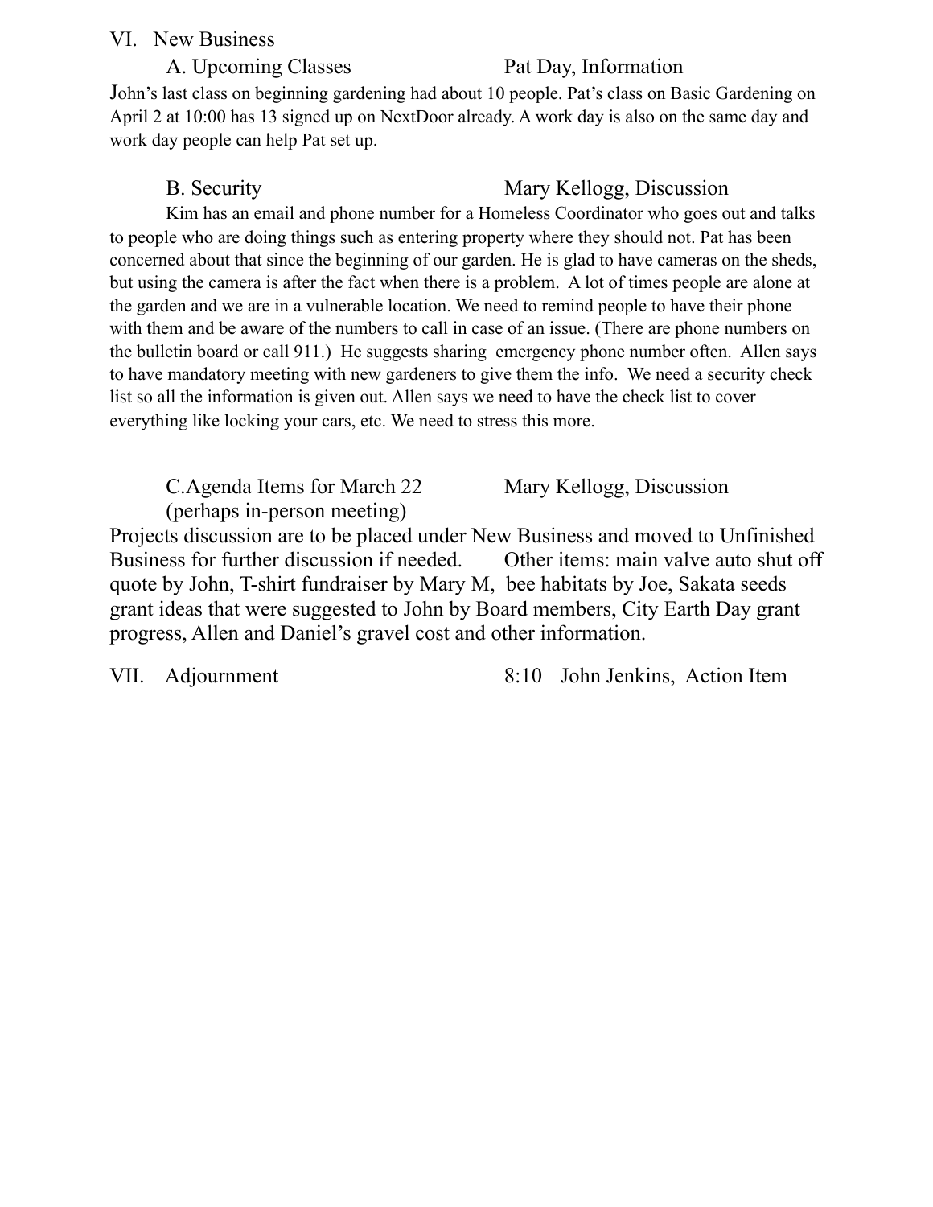VI. New Business

A. Upcoming Classes Pat Day, Information

John's last class on beginning gardening had about 10 people. Pat's class on Basic Gardening on April 2 at 10:00 has 13 signed up on NextDoor already. A work day is also on the same day and work day people can help Pat set up.

B. Security Mary Kellogg, Discussion

Kim has an email and phone number for a Homeless Coordinator who goes out and talks to people who are doing things such as entering property where they should not. Pat has been concerned about that since the beginning of our garden. He is glad to have cameras on the sheds, but using the camera is after the fact when there is a problem. A lot of times people are alone at the garden and we are in a vulnerable location. We need to remind people to have their phone with them and be aware of the numbers to call in case of an issue. (There are phone numbers on the bulletin board or call 911.) He suggests sharing emergency phone number often. Allen says to have mandatory meeting with new gardeners to give them the info. We need a security check list so all the information is given out. Allen says we need to have the check list to cover everything like locking your cars, etc. We need to stress this more.

C.Agenda Items for March 22 Mary Kellogg, Discussion
(perhaps in-person meeting)

Projects discussion are to be placed under New Business and moved to Unfinished Business for further discussion if needed. Other items: main valve auto shut off quote by John, T-shirt fundraiser by Mary M, bee habitats by Joe, Sakata seeds grant ideas that were suggested to John by Board members, City Earth Day grant progress, Allen and Daniel's gravel cost and other information.

VII. Adjournment 8:10 John Jenkins, Action Item